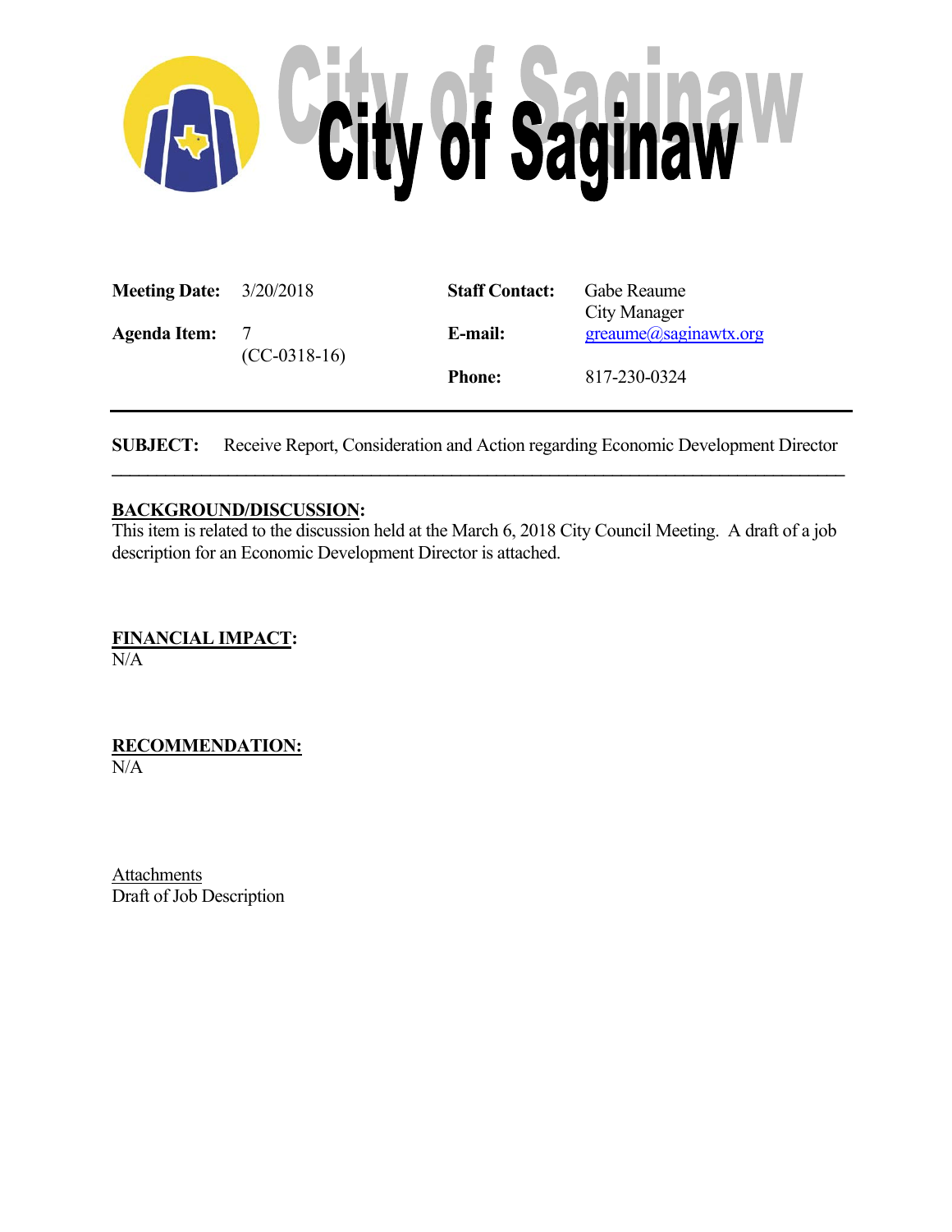# City of Saginaw

| | | | |
|---|---|---|---|
| **Meeting Date:** | 3/20/2018 | **Staff Contact:** | Gabe Reaume<br>City Manager |
| **Agenda Item:** | 7<br>(CC-0318-16) | **E-mail:** | greaume@saginawtx.org |
| | | **Phone:** | 817-230-0324 |

---

**SUBJECT:** Receive Report, Consideration and Action regarding Economic Development Director

---

**BACKGROUND/DISCUSSION:**

This item is related to the discussion held at the March 6, 2018 City Council Meeting. A draft of a job description for an Economic Development Director is attached.

**FINANCIAL IMPACT:**

N/A

**RECOMMENDATION:**

N/A

Attachments

Draft of Job Description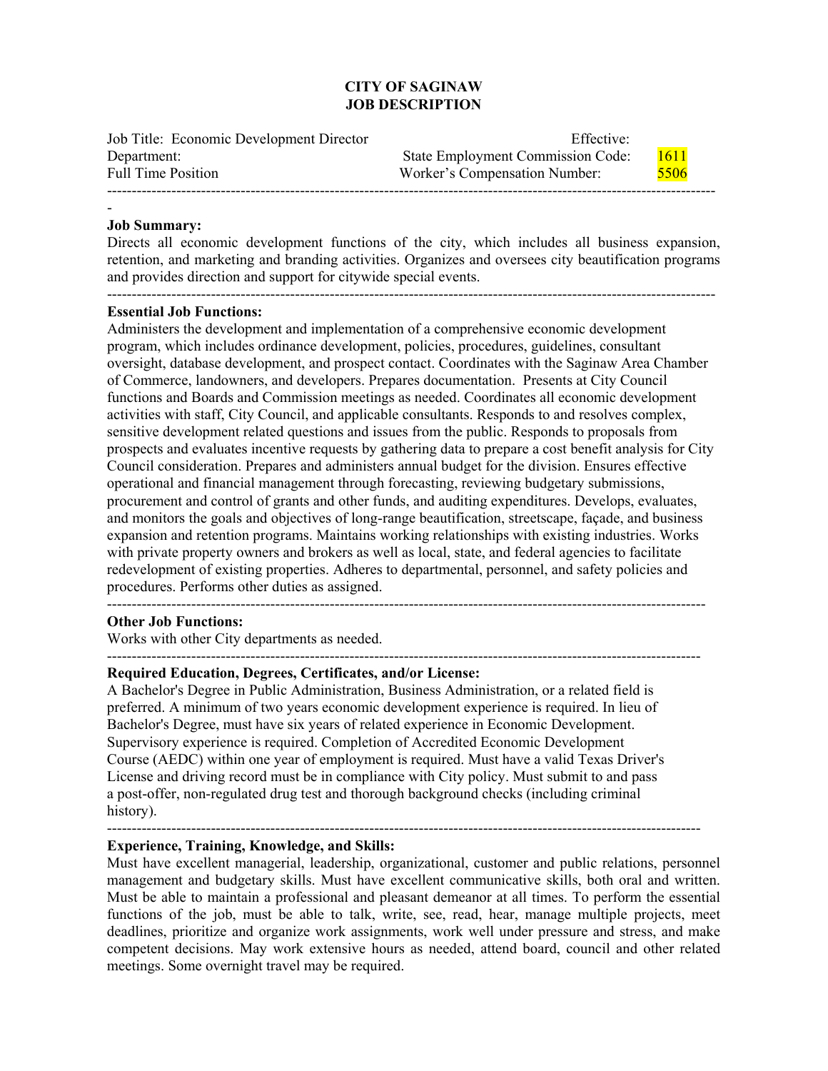**CITY OF SAGINAW**
**JOB DESCRIPTION**

| | |
|---|---|
| Job Title: Economic Development Director | Effective: |
| Department: | State Employment Commission Code: 1611 |
| Full Time Position | Worker's Compensation Number: 5506 |

---

**Job Summary:**

Directs all economic development functions of the city, which includes all business expansion, retention, and marketing and branding activities. Organizes and oversees city beautification programs and provides direction and support for citywide special events.

---

**Essential Job Functions:**

Administers the development and implementation of a comprehensive economic development program, which includes ordinance development, policies, procedures, guidelines, consultant oversight, database development, and prospect contact. Coordinates with the Saginaw Area Chamber of Commerce, landowners, and developers. Prepares documentation. Presents at City Council functions and Boards and Commission meetings as needed. Coordinates all economic development activities with staff, City Council, and applicable consultants. Responds to and resolves complex, sensitive development related questions and issues from the public. Responds to proposals from prospects and evaluates incentive requests by gathering data to prepare a cost benefit analysis for City Council consideration. Prepares and administers annual budget for the division. Ensures effective operational and financial management through forecasting, reviewing budgetary submissions, procurement and control of grants and other funds, and auditing expenditures. Develops, evaluates, and monitors the goals and objectives of long-range beautification, streetscape, façade, and business expansion and retention programs. Maintains working relationships with existing industries. Works with private property owners and brokers as well as local, state, and federal agencies to facilitate redevelopment of existing properties. Adheres to departmental, personnel, and safety policies and procedures. Performs other duties as assigned.

---

**Other Job Functions:**

Works with other City departments as needed.

---

**Required Education, Degrees, Certificates, and/or License:**

A Bachelor's Degree in Public Administration, Business Administration, or a related field is preferred. A minimum of two years economic development experience is required. In lieu of Bachelor's Degree, must have six years of related experience in Economic Development. Supervisory experience is required. Completion of Accredited Economic Development Course (AEDC) within one year of employment is required. Must have a valid Texas Driver's License and driving record must be in compliance with City policy. Must submit to and pass a post-offer, non-regulated drug test and thorough background checks (including criminal history).

---

**Experience, Training, Knowledge, and Skills:**

Must have excellent managerial, leadership, organizational, customer and public relations, personnel management and budgetary skills. Must have excellent communicative skills, both oral and written. Must be able to maintain a professional and pleasant demeanor at all times. To perform the essential functions of the job, must be able to talk, write, see, read, hear, manage multiple projects, meet deadlines, prioritize and organize work assignments, work well under pressure and stress, and make competent decisions. May work extensive hours as needed, attend board, council and other related meetings. Some overnight travel may be required.